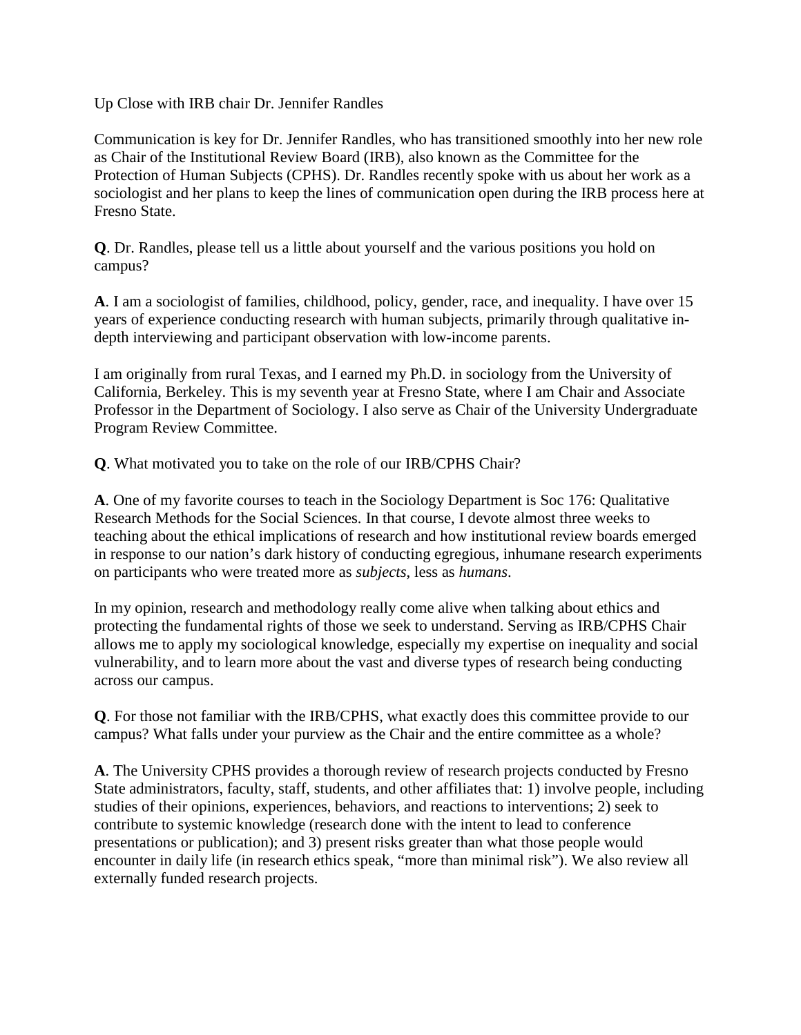# Up Close with IRB chair Dr. Jennifer Randles

Communication is key for Dr. Jennifer Randles, who has transitioned smoothly into her new role as Chair of the Institutional Review Board (IRB), also known as the Committee for the Protection of Human Subjects (CPHS). Dr. Randles recently spoke with us about her work as a sociologist and her plans to keep the lines of communication open during the IRB process here at Fresno State.

**Q**. Dr. Randles, please tell us a little about yourself and the various positions you hold on campus?

**A**. I am a sociologist of families, childhood, policy, gender, race, and inequality. I have over 15 years of experience conducting research with human subjects, primarily through qualitative in-depth interviewing and participant observation with low-income parents.

I am originally from rural Texas, and I earned my Ph.D. in sociology from the University of California, Berkeley. This is my seventh year at Fresno State, where I am Chair and Associate Professor in the Department of Sociology. I also serve as Chair of the University Undergraduate Program Review Committee.

**Q**. What motivated you to take on the role of our IRB/CPHS Chair?

**A**. One of my favorite courses to teach in the Sociology Department is Soc 176: Qualitative Research Methods for the Social Sciences. In that course, I devote almost three weeks to teaching about the ethical implications of research and how institutional review boards emerged in response to our nation's dark history of conducting egregious, inhumane research experiments on participants who were treated more as *subjects*, less as *humans*.

In my opinion, research and methodology really come alive when talking about ethics and protecting the fundamental rights of those we seek to understand. Serving as IRB/CPHS Chair allows me to apply my sociological knowledge, especially my expertise on inequality and social vulnerability, and to learn more about the vast and diverse types of research being conducting across our campus.

**Q**. For those not familiar with the IRB/CPHS, what exactly does this committee provide to our campus? What falls under your purview as the Chair and the entire committee as a whole?

**A**. The University CPHS provides a thorough review of research projects conducted by Fresno State administrators, faculty, staff, students, and other affiliates that: 1) involve people, including studies of their opinions, experiences, behaviors, and reactions to interventions; 2) seek to contribute to systemic knowledge (research done with the intent to lead to conference presentations or publication); and 3) present risks greater than what those people would encounter in daily life (in research ethics speak, "more than minimal risk"). We also review all externally funded research projects.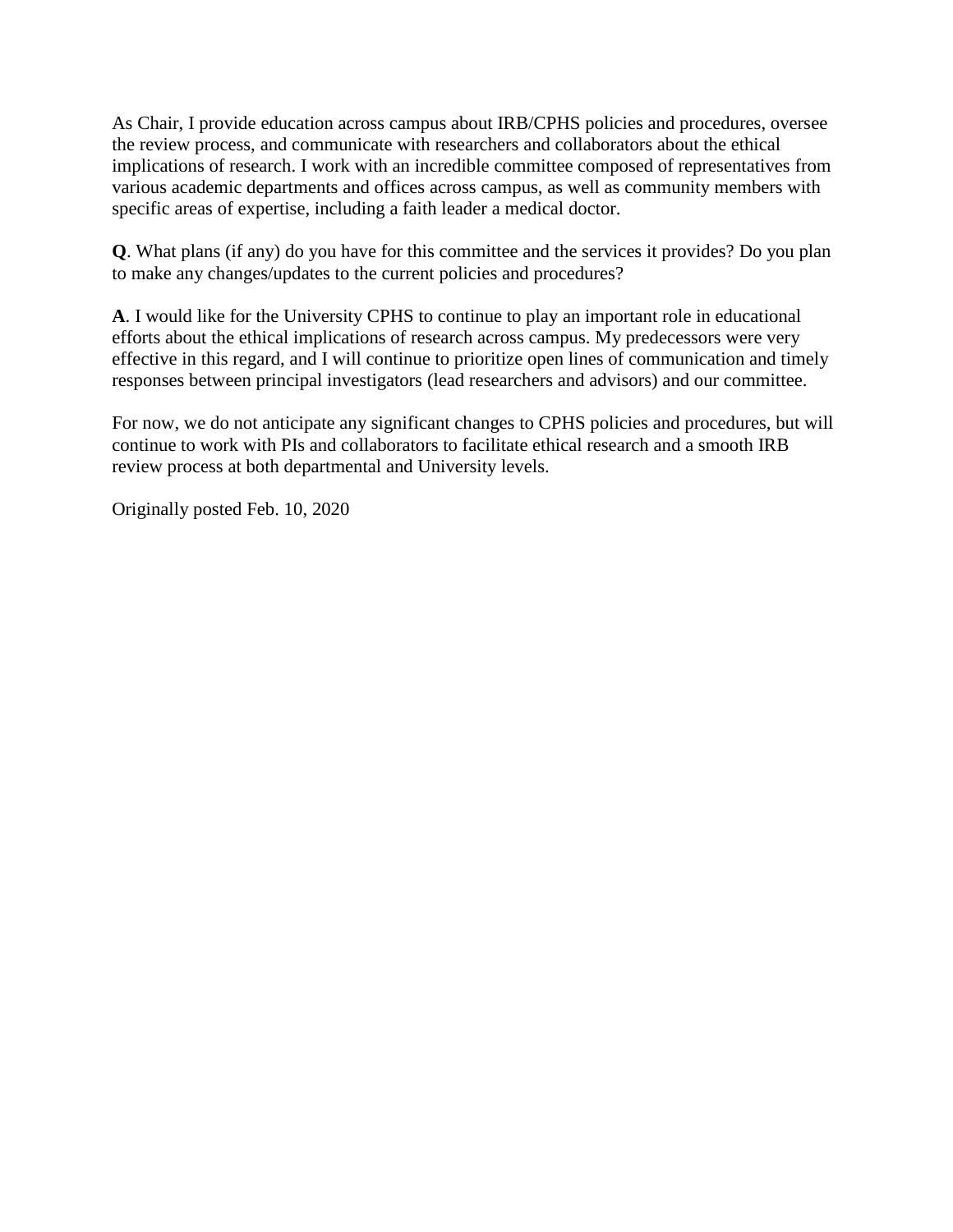As Chair, I provide education across campus about IRB/CPHS policies and procedures, oversee the review process, and communicate with researchers and collaborators about the ethical implications of research. I work with an incredible committee composed of representatives from various academic departments and offices across campus, as well as community members with specific areas of expertise, including a faith leader a medical doctor.

**Q**. What plans (if any) do you have for this committee and the services it provides? Do you plan to make any changes/updates to the current policies and procedures?

**A**. I would like for the University CPHS to continue to play an important role in educational efforts about the ethical implications of research across campus. My predecessors were very effective in this regard, and I will continue to prioritize open lines of communication and timely responses between principal investigators (lead researchers and advisors) and our committee.

For now, we do not anticipate any significant changes to CPHS policies and procedures, but will continue to work with PIs and collaborators to facilitate ethical research and a smooth IRB review process at both departmental and University levels.

Originally posted Feb. 10, 2020